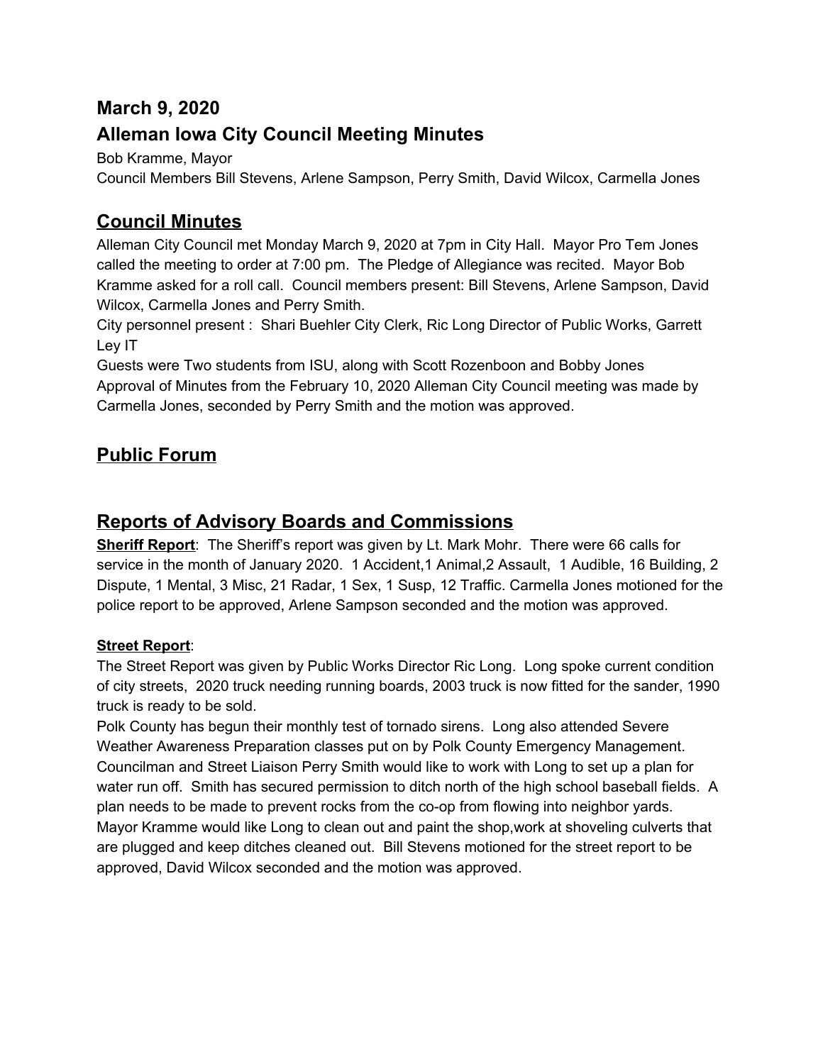## March 9, 2020

## Alleman Iowa City Council Meeting Minutes

Bob Kramme, Mayor
Council Members Bill Stevens, Arlene Sampson, Perry Smith, David Wilcox, Carmella Jones

# Council Minutes

Alleman City Council met Monday March 9, 2020 at 7pm in City Hall. Mayor Pro Tem Jones called the meeting to order at 7:00 pm. The Pledge of Allegiance was recited. Mayor Bob Kramme asked for a roll call. Council members present: Bill Stevens, Arlene Sampson, David Wilcox, Carmella Jones and Perry Smith.
City personnel present : Shari Buehler City Clerk, Ric Long Director of Public Works, Garrett Ley IT
Guests were Two students from ISU, along with Scott Rozenboon and Bobby Jones
Approval of Minutes from the February 10, 2020 Alleman City Council meeting was made by Carmella Jones, seconded by Perry Smith and the motion was approved.

# Public Forum

# Reports of Advisory Boards and Commissions

**Sheriff Report**: The Sheriff's report was given by Lt. Mark Mohr. There were 66 calls for service in the month of January 2020. 1 Accident,1 Animal,2 Assault, 1 Audible, 16 Building, 2 Dispute, 1 Mental, 3 Misc, 21 Radar, 1 Sex, 1 Susp, 12 Traffic. Carmella Jones motioned for the police report to be approved, Arlene Sampson seconded and the motion was approved.

**Street Report**:
The Street Report was given by Public Works Director Ric Long. Long spoke current condition of city streets, 2020 truck needing running boards, 2003 truck is now fitted for the sander, 1990 truck is ready to be sold.
Polk County has begun their monthly test of tornado sirens. Long also attended Severe Weather Awareness Preparation classes put on by Polk County Emergency Management. Councilman and Street Liaison Perry Smith would like to work with Long to set up a plan for water run off. Smith has secured permission to ditch north of the high school baseball fields. A plan needs to be made to prevent rocks from the co-op from flowing into neighbor yards. Mayor Kramme would like Long to clean out and paint the shop,work at shoveling culverts that are plugged and keep ditches cleaned out. Bill Stevens motioned for the street report to be approved, David Wilcox seconded and the motion was approved.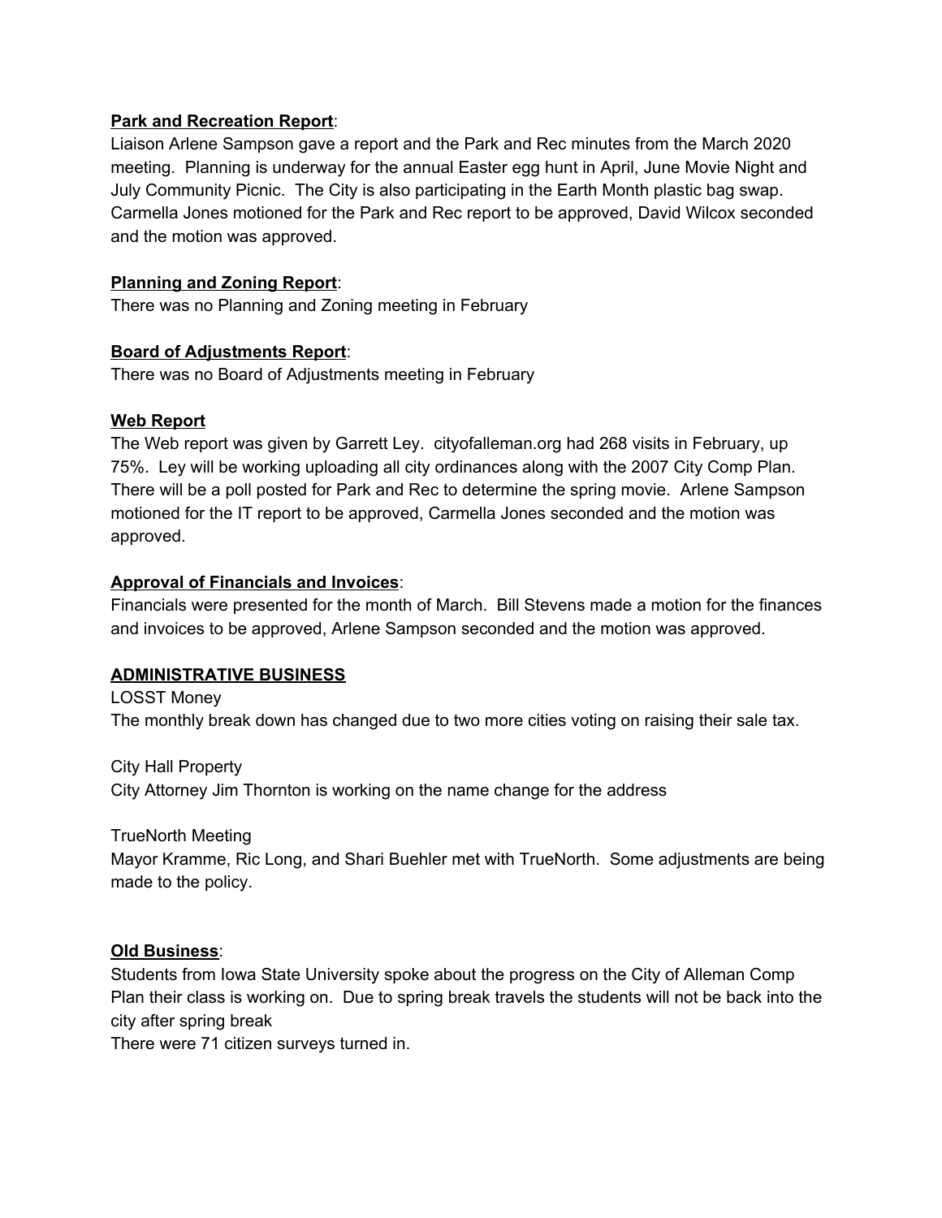**Park and Recreation Report**:
Liaison Arlene Sampson gave a report and the Park and Rec minutes from the March 2020 meeting. Planning is underway for the annual Easter egg hunt in April, June Movie Night and July Community Picnic. The City is also participating in the Earth Month plastic bag swap. Carmella Jones motioned for the Park and Rec report to be approved, David Wilcox seconded and the motion was approved.

**Planning and Zoning Report**:
There was no Planning and Zoning meeting in February

**Board of Adjustments Report**:
There was no Board of Adjustments meeting in February

**Web Report**
The Web report was given by Garrett Ley. cityofalleman.org had 268 visits in February, up 75%. Ley will be working uploading all city ordinances along with the 2007 City Comp Plan. There will be a poll posted for Park and Rec to determine the spring movie. Arlene Sampson motioned for the IT report to be approved, Carmella Jones seconded and the motion was approved.

**Approval of Financials and Invoices**:
Financials were presented for the month of March. Bill Stevens made a motion for the finances and invoices to be approved, Arlene Sampson seconded and the motion was approved.

**ADMINISTRATIVE BUSINESS**

LOSST Money
The monthly break down has changed due to two more cities voting on raising their sale tax.

City Hall Property
City Attorney Jim Thornton is working on the name change for the address

TrueNorth Meeting
Mayor Kramme, Ric Long, and Shari Buehler met with TrueNorth. Some adjustments are being made to the policy.

**Old Business**:
Students from Iowa State University spoke about the progress on the City of Alleman Comp Plan their class is working on. Due to spring break travels the students will not be back into the city after spring break
There were 71 citizen surveys turned in.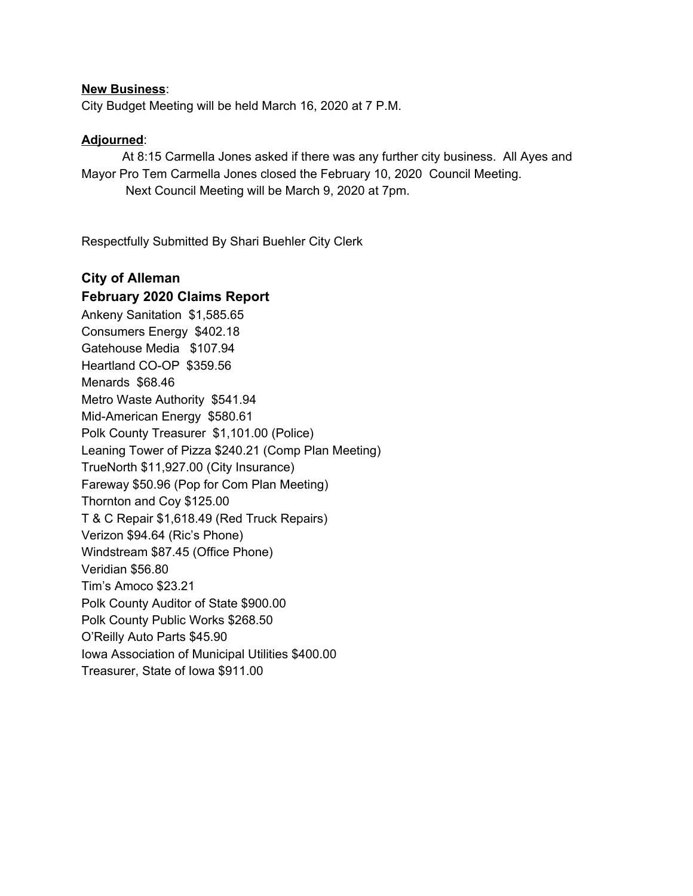**New Business**:

City Budget Meeting will be held March 16, 2020 at 7 P.M.

**Adjourned**:

At 8:15 Carmella Jones asked if there was any further city business. All Ayes and Mayor Pro Tem Carmella Jones closed the February 10, 2020 Council Meeting.

Next Council Meeting will be March 9, 2020 at 7pm.

Respectfully Submitted By Shari Buehler City Clerk

## City of Alleman

## February 2020 Claims Report

Ankeny Sanitation $1,585.65
Consumers Energy $402.18
Gatehouse Media $107.94
Heartland CO-OP $359.56
Menards $68.46
Metro Waste Authority $541.94
Mid-American Energy $580.61
Polk County Treasurer $1,101.00 (Police)
Leaning Tower of Pizza $240.21 (Comp Plan Meeting)
TrueNorth $11,927.00 (City Insurance)
Fareway $50.96 (Pop for Com Plan Meeting)
Thornton and Coy $125.00
T & C Repair $1,618.49 (Red Truck Repairs)
Verizon $94.64 (Ric's Phone)
Windstream $87.45 (Office Phone)
Veridian $56.80
Tim's Amoco $23.21
Polk County Auditor of State $900.00
Polk County Public Works $268.50
O'Reilly Auto Parts $45.90
Iowa Association of Municipal Utilities $400.00
Treasurer, State of Iowa $911.00